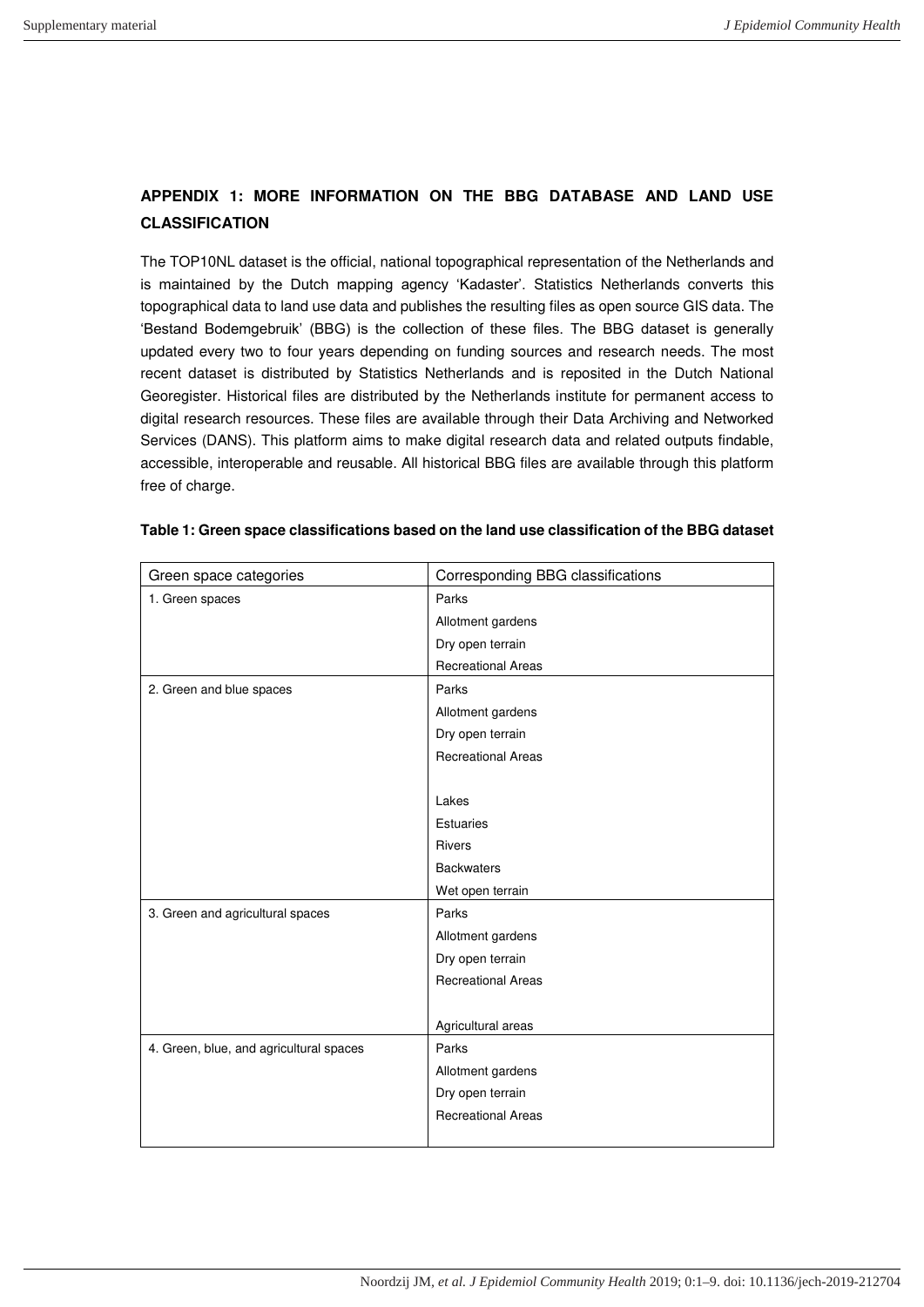## APPENDIX 1: MORE INFORMATION ON THE BBG DATABASE AND LAND USE CLASSIFICATION

The TOP10NL dataset is the official, national topographical representation of the Netherlands and is maintained by the Dutch mapping agency 'Kadaster'. Statistics Netherlands converts this topographical data to land use data and publishes the resulting files as open source GIS data. The 'Bestand Bodemgebruik' (BBG) is the collection of these files. The BBG dataset is generally updated every two to four years depending on funding sources and research needs. The most recent dataset is distributed by Statistics Netherlands and is reposited in the Dutch National Georegister. Historical files are distributed by the Netherlands institute for permanent access to digital research resources. These files are available through their Data Archiving and Networked Services (DANS). This platform aims to make digital research data and related outputs findable, accessible, interoperable and reusable. All historical BBG files are available through this platform free of charge.

**Table 1: Green space classifications based on the land use classification of the BBG dataset**

| Green space categories | Corresponding BBG classifications |
|---|---|
| 1. Green spaces | Parks |
| | Allotment gardens |
| | Dry open terrain |
| | Recreational Areas |
| 2. Green and blue spaces | Parks |
| | Allotment gardens |
| | Dry open terrain |
| | Recreational Areas |
| | |
| | Lakes |
| | Estuaries |
| | Rivers |
| | Backwaters |
| | Wet open terrain |
| 3. Green and agricultural spaces | Parks |
| | Allotment gardens |
| | Dry open terrain |
| | Recreational Areas |
| | |
| | Agricultural areas |
| 4. Green, blue, and agricultural spaces | Parks |
| | Allotment gardens |
| | Dry open terrain |
| | Recreational Areas |
| | |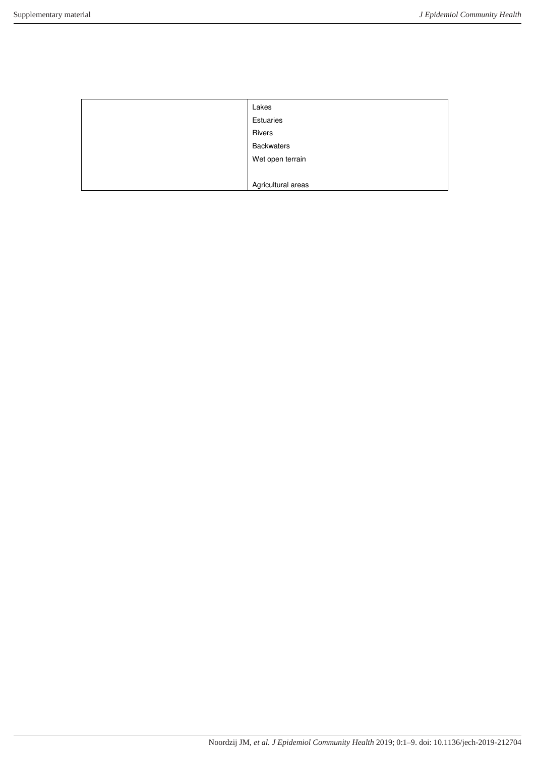| | |
|---|---|
| | Lakes<br>Estuaries<br>Rivers<br>Backwaters<br>Wet open terrain<br><br>Agricultural areas |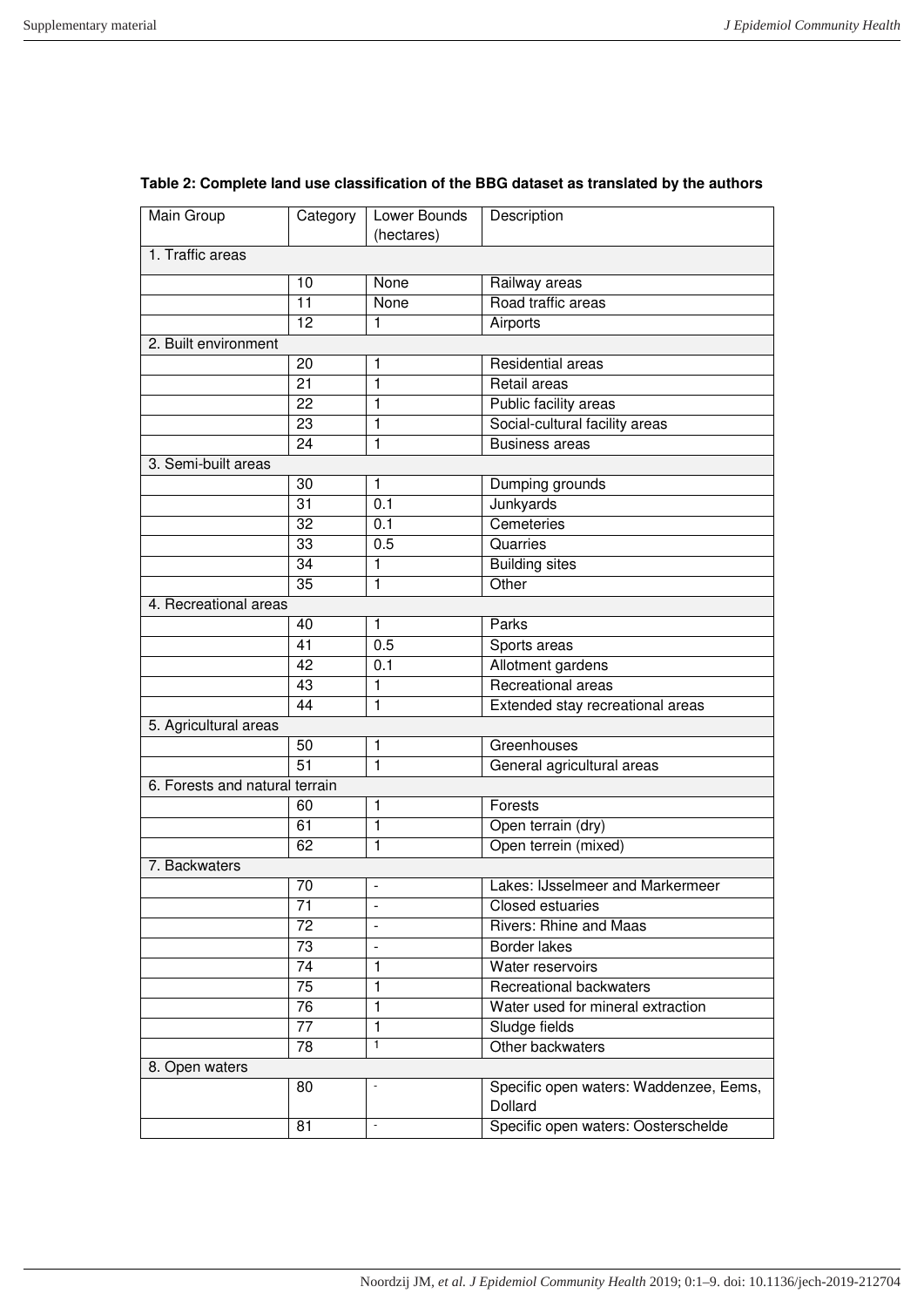**Table 2: Complete land use classification of the BBG dataset as translated by the authors**

| Main Group | Category | Lower Bounds (hectares) | Description |
|---|---|---|---|
| 1. Traffic areas | | | |
| | 10 | None | Railway areas |
| | 11 | None | Road traffic areas |
| | 12 | 1 | Airports |
| 2. Built environment | | | |
| | 20 | 1 | Residential areas |
| | 21 | 1 | Retail areas |
| | 22 | 1 | Public facility areas |
| | 23 | 1 | Social-cultural facility areas |
| | 24 | 1 | Business areas |
| 3. Semi-built areas | | | |
| | 30 | 1 | Dumping grounds |
| | 31 | 0.1 | Junkyards |
| | 32 | 0.1 | Cemeteries |
| | 33 | 0.5 | Quarries |
| | 34 | 1 | Building sites |
| | 35 | 1 | Other |
| 4. Recreational areas | | | |
| | 40 | 1 | Parks |
| | 41 | 0.5 | Sports areas |
| | 42 | 0.1 | Allotment gardens |
| | 43 | 1 | Recreational areas |
| | 44 | 1 | Extended stay recreational areas |
| 5. Agricultural areas | | | |
| | 50 | 1 | Greenhouses |
| | 51 | 1 | General agricultural areas |
| 6. Forests and natural terrain | | | |
| | 60 | 1 | Forests |
| | 61 | 1 | Open terrain (dry) |
| | 62 | 1 | Open terrein (mixed) |
| 7. Backwaters | | | |
| | 70 | - | Lakes: IJsselmeer and Markermeer |
| | 71 | - | Closed estuaries |
| | 72 | - | Rivers: Rhine and Maas |
| | 73 | - | Border lakes |
| | 74 | 1 | Water reservoirs |
| | 75 | 1 | Recreational backwaters |
| | 76 | 1 | Water used for mineral extraction |
| | 77 | 1 | Sludge fields |
| | 78 | 1 | Other backwaters |
| 8. Open waters | | | |
| | 80 | - | Specific open waters: Waddenzee, Eems, Dollard |
| | 81 | - | Specific open waters: Oosterschelde |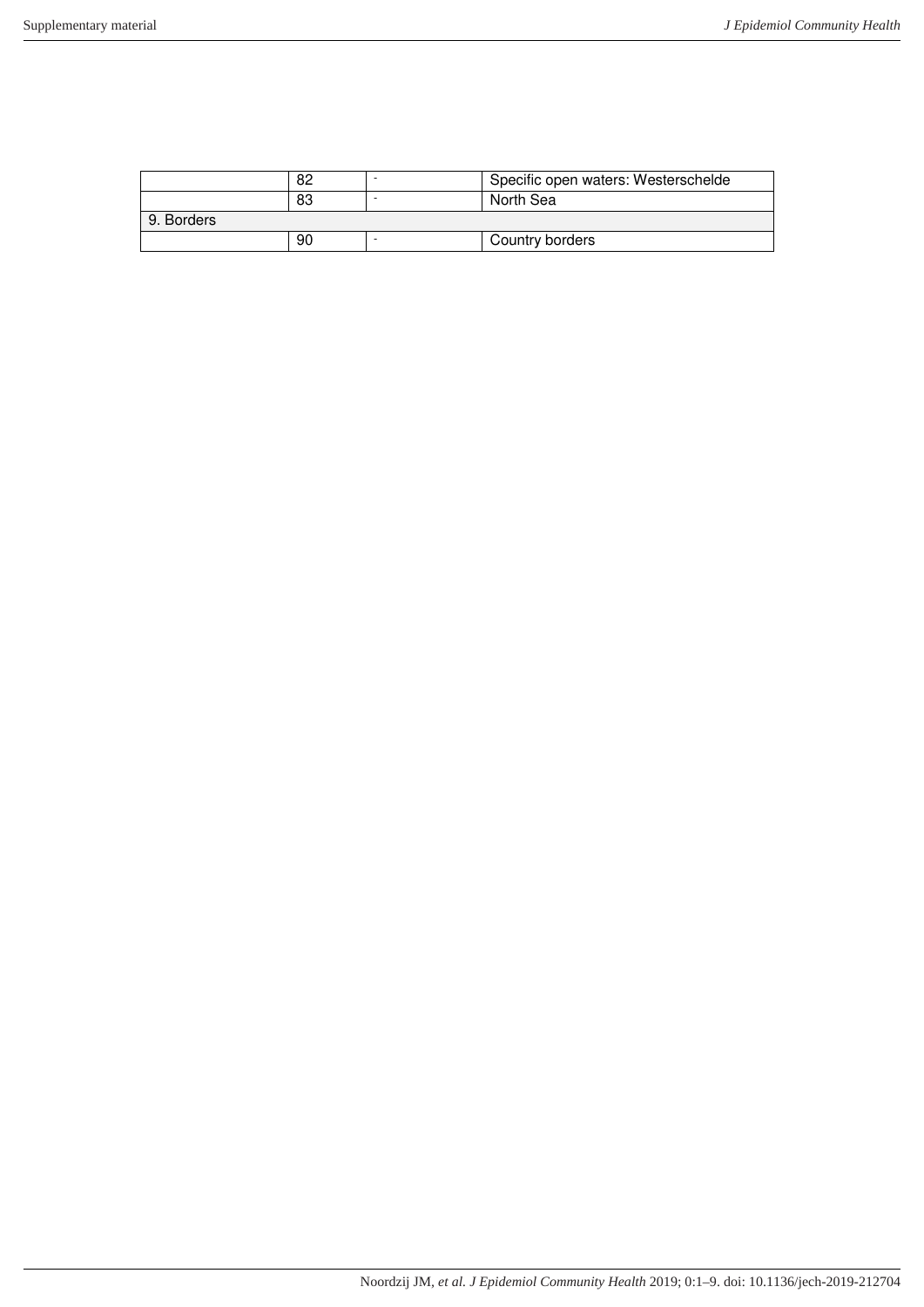| | | | |
|---|---|---|---|
| | 82 | - | Specific open waters: Westerschelde |
| | 83 | - | North Sea |
| 9. Borders | | | |
| | 90 | - | Country borders |